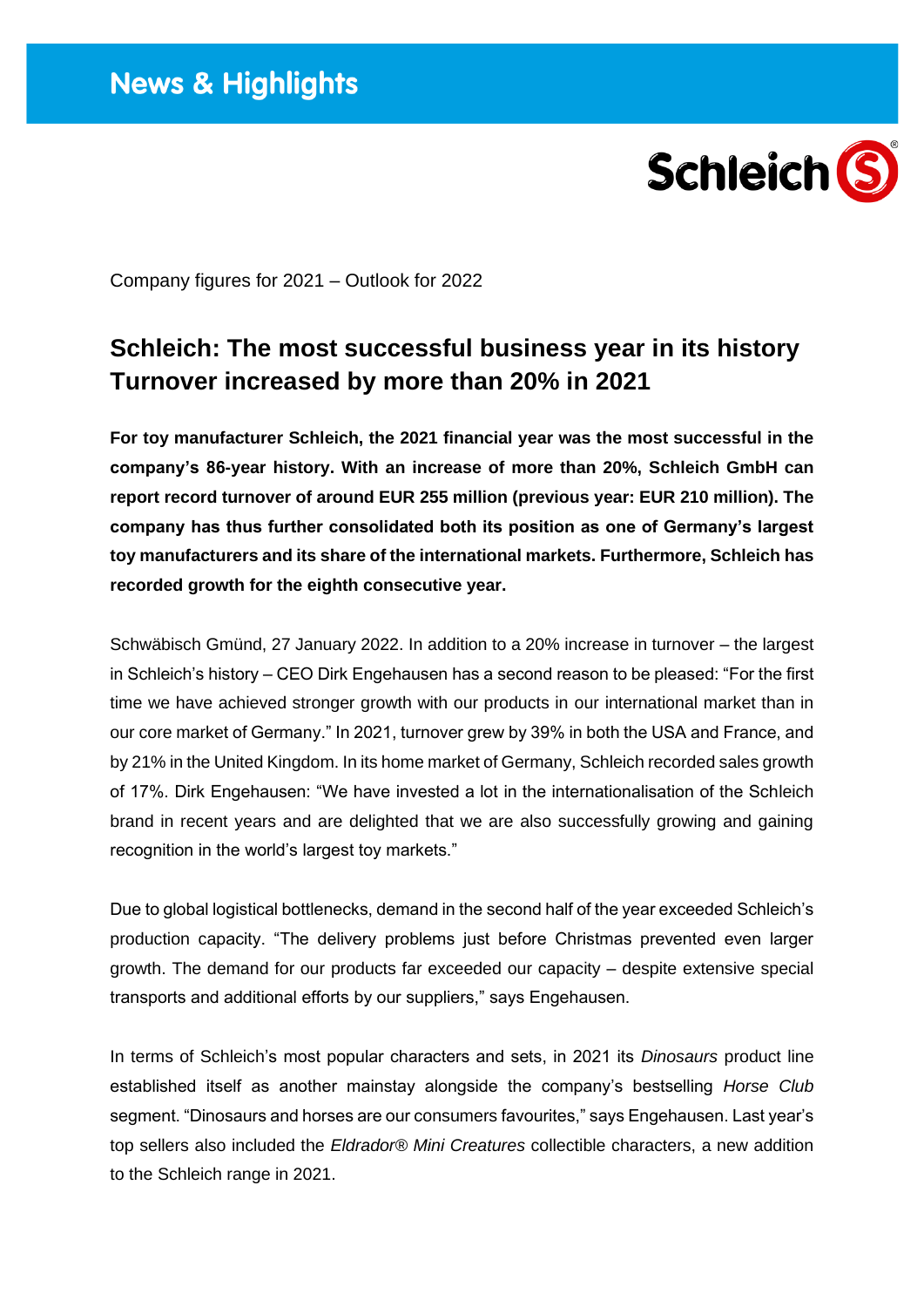News & Highlights

Schleich

Company figures for 2021 – Outlook for 2022

# Schleich: The most successful business year in its history
# Turnover increased by more than 20% in 2021

**For toy manufacturer Schleich, the 2021 financial year was the most successful in the company's 86-year history. With an increase of more than 20%, Schleich GmbH can report record turnover of around EUR 255 million (previous year: EUR 210 million). The company has thus further consolidated both its position as one of Germany's largest toy manufacturers and its share of the international markets. Furthermore, Schleich has recorded growth for the eighth consecutive year.**

Schwäbisch Gmünd, 27 January 2022. In addition to a 20% increase in turnover – the largest in Schleich's history – CEO Dirk Engehausen has a second reason to be pleased: "For the first time we have achieved stronger growth with our products in our international market than in our core market of Germany." In 2021, turnover grew by 39% in both the USA and France, and by 21% in the United Kingdom. In its home market of Germany, Schleich recorded sales growth of 17%. Dirk Engehausen: "We have invested a lot in the internationalisation of the Schleich brand in recent years and are delighted that we are also successfully growing and gaining recognition in the world's largest toy markets."

Due to global logistical bottlenecks, demand in the second half of the year exceeded Schleich's production capacity. "The delivery problems just before Christmas prevented even larger growth. The demand for our products far exceeded our capacity – despite extensive special transports and additional efforts by our suppliers," says Engehausen.

In terms of Schleich's most popular characters and sets, in 2021 its *Dinosaurs* product line established itself as another mainstay alongside the company's bestselling *Horse Club* segment. "Dinosaurs and horses are our consumers favourites," says Engehausen. Last year's top sellers also included the *Eldrador® Mini Creatures* collectible characters, a new addition to the Schleich range in 2021.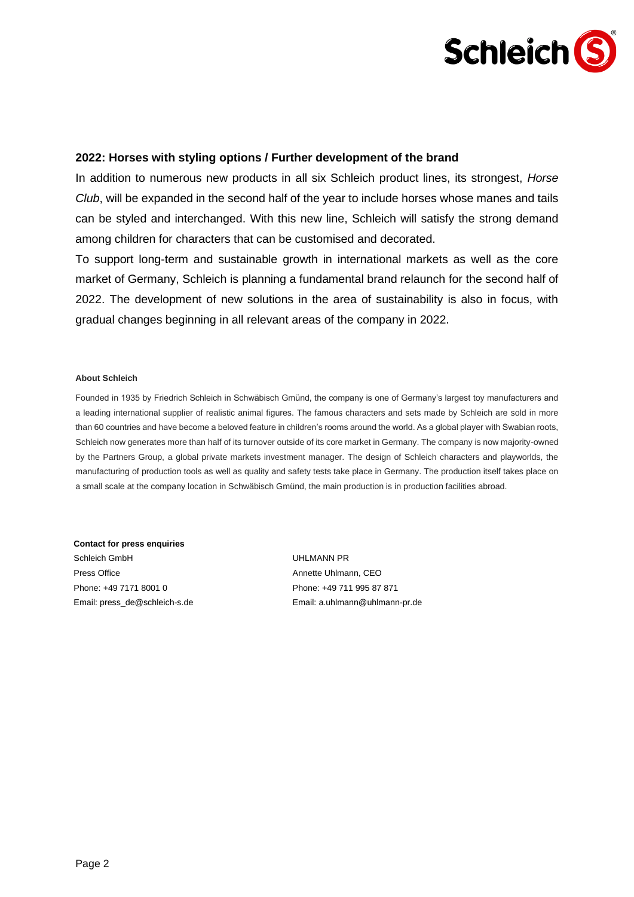## 2022: Horses with styling options / Further development of the brand

In addition to numerous new products in all six Schleich product lines, its strongest, *Horse Club*, will be expanded in the second half of the year to include horses whose manes and tails can be styled and interchanged. With this new line, Schleich will satisfy the strong demand among children for characters that can be customised and decorated.

To support long-term and sustainable growth in international markets as well as the core market of Germany, Schleich is planning a fundamental brand relaunch for the second half of 2022. The development of new solutions in the area of sustainability is also in focus, with gradual changes beginning in all relevant areas of the company in 2022.

**About Schleich**

Founded in 1935 by Friedrich Schleich in Schwäbisch Gmünd, the company is one of Germany's largest toy manufacturers and a leading international supplier of realistic animal figures. The famous characters and sets made by Schleich are sold in more than 60 countries and have become a beloved feature in children's rooms around the world. As a global player with Swabian roots, Schleich now generates more than half of its turnover outside of its core market in Germany. The company is now majority-owned by the Partners Group, a global private markets investment manager. The design of Schleich characters and playworlds, the manufacturing of production tools as well as quality and safety tests take place in Germany. The production itself takes place on a small scale at the company location in Schwäbisch Gmünd, the main production is in production facilities abroad.

**Contact for press enquiries**

Schleich GmbH
Press Office
Phone: +49 7171 8001 0
Email: press_de@schleich-s.de

UHLMANN PR
Annette Uhlmann, CEO
Phone: +49 711 995 87 871
Email: a.uhlmann@uhlmann-pr.de